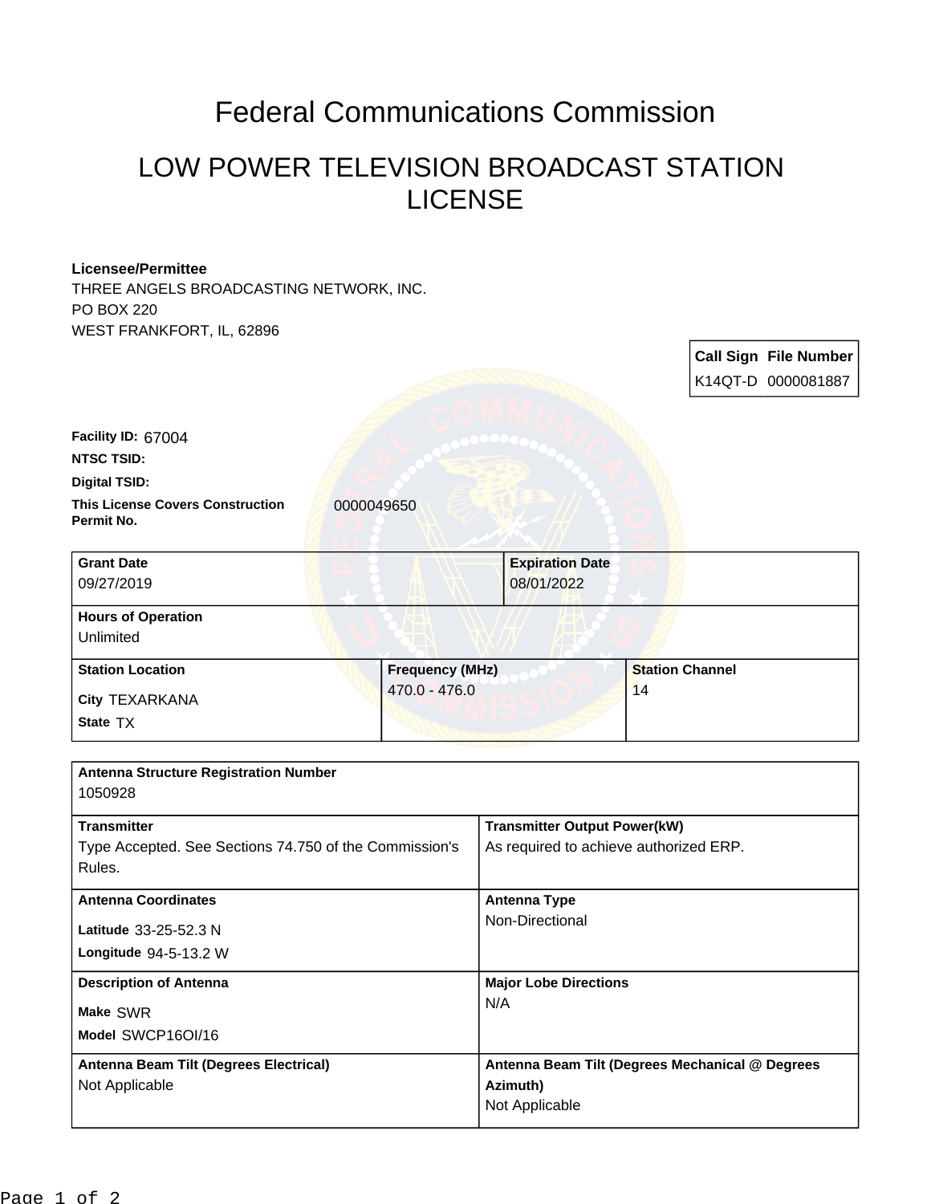# Federal Communications Commission

## LOW POWER TELEVISION BROADCAST STATION LICENSE

**Licensee/Permittee**
THREE ANGELS BROADCASTING NETWORK, INC.
PO BOX 220
WEST FRANKFORT, IL, 62896

| Call Sign | File Number |
| --- | --- |
| K14QT-D | 0000081887 |

**Facility ID:** 67004

**NTSC TSID:**

**Digital TSID:**

**This License Covers Construction Permit No.** 0000049650

| Grant Date | Expiration Date |
| --- | --- |
| 09/27/2019 | 08/01/2022 |

**Hours of Operation**
Unlimited

| Station Location | Frequency (MHz) | Station Channel |
| --- | --- | --- |
| City TEXARKANA<br>State TX | 470.0 - 476.0 | 14 |

**Antenna Structure Registration Number**
1050928

| Transmitter | Transmitter Output Power(kW) |
| --- | --- |
| Type Accepted. See Sections 74.750 of the Commission's Rules. | As required to achieve authorized ERP. |

| Antenna Coordinates | Antenna Type |
| --- | --- |
| Latitude 33-25-52.3 N<br>Longitude 94-5-13.2 W | Non-Directional |

| Description of Antenna | Major Lobe Directions |
| --- | --- |
| Make SWR<br>Model SWCP16OI/16 | N/A |

| Antenna Beam Tilt (Degrees Electrical) | Antenna Beam Tilt (Degrees Mechanical @ Degrees Azimuth) |
| --- | --- |
| Not Applicable | Not Applicable |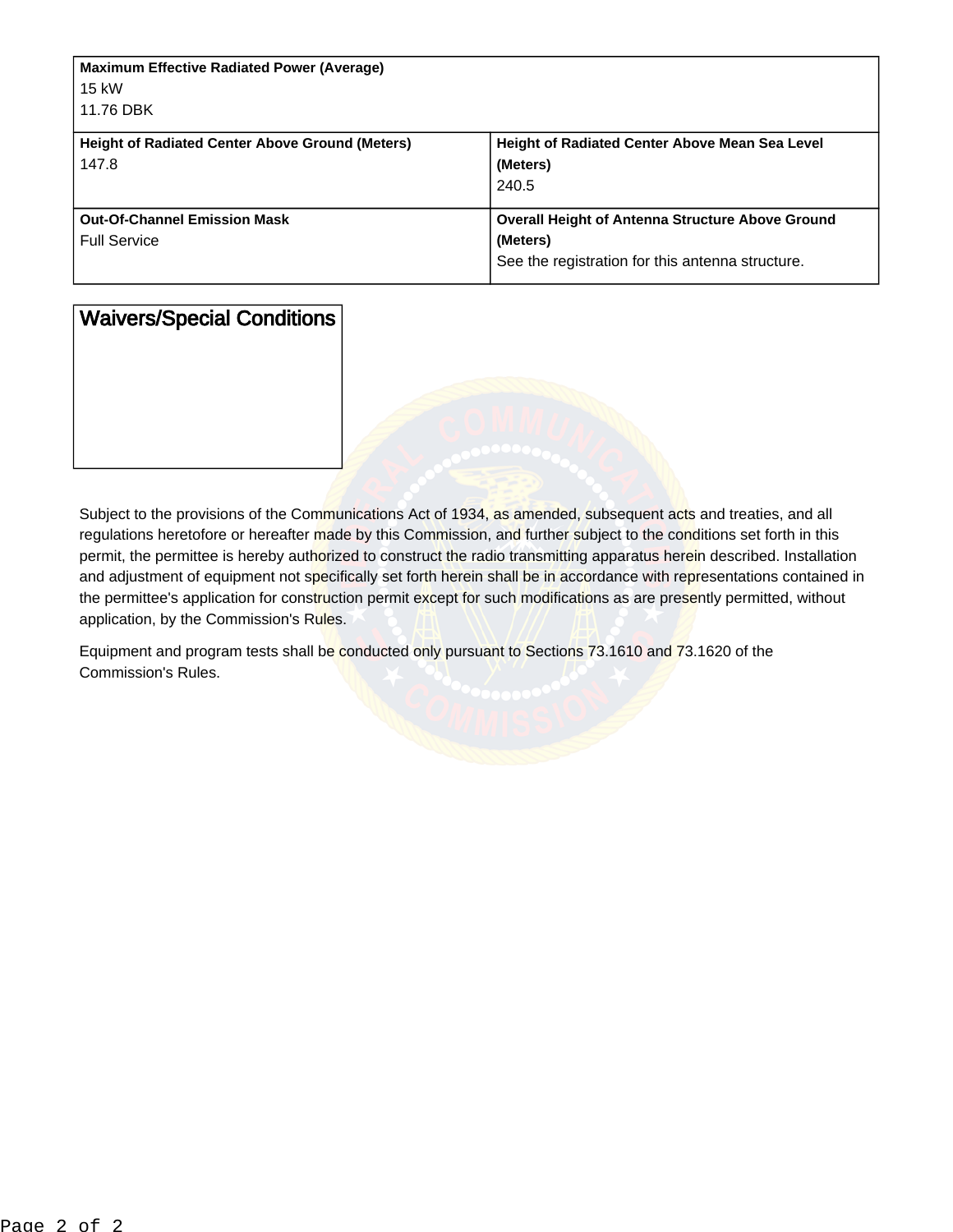| | |
|---|---|
| **Maximum Effective Radiated Power (Average)**<br>15 kW<br>11.76 DBK | |
| **Height of Radiated Center Above Ground (Meters)**<br>147.8 | **Height of Radiated Center Above Mean Sea Level (Meters)**<br>240.5 |
| **Out-Of-Channel Emission Mask**<br>Full Service | **Overall Height of Antenna Structure Above Ground (Meters)**<br>See the registration for this antenna structure. |

## Waivers/Special Conditions

Subject to the provisions of the Communications Act of 1934, as amended, subsequent acts and treaties, and all regulations heretofore or hereafter made by this Commission, and further subject to the conditions set forth in this permit, the permittee is hereby authorized to construct the radio transmitting apparatus herein described. Installation and adjustment of equipment not specifically set forth herein shall be in accordance with representations contained in the permittee's application for construction permit except for such modifications as are presently permitted, without application, by the Commission's Rules.

Equipment and program tests shall be conducted only pursuant to Sections 73.1610 and 73.1620 of the Commission's Rules.